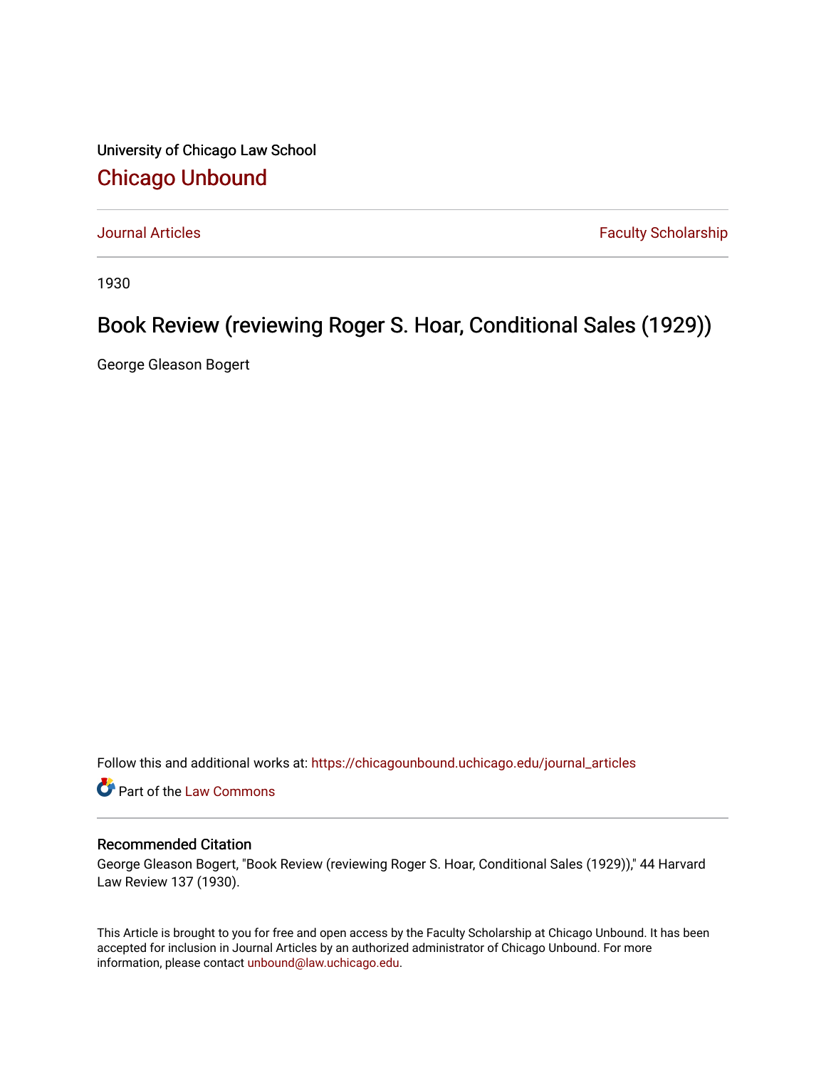University of Chicago Law School

## Chicago Unbound

Journal Articles | Faculty Scholarship

1930

# Book Review (reviewing Roger S. Hoar, Conditional Sales (1929))

George Gleason Bogert

Follow this and additional works at: https://chicagounbound.uchicago.edu/journal_articles

Part of the Law Commons

### Recommended Citation

George Gleason Bogert, "Book Review (reviewing Roger S. Hoar, Conditional Sales (1929))," 44 Harvard Law Review 137 (1930).

This Article is brought to you for free and open access by the Faculty Scholarship at Chicago Unbound. It has been accepted for inclusion in Journal Articles by an authorized administrator of Chicago Unbound. For more information, please contact unbound@law.uchicago.edu.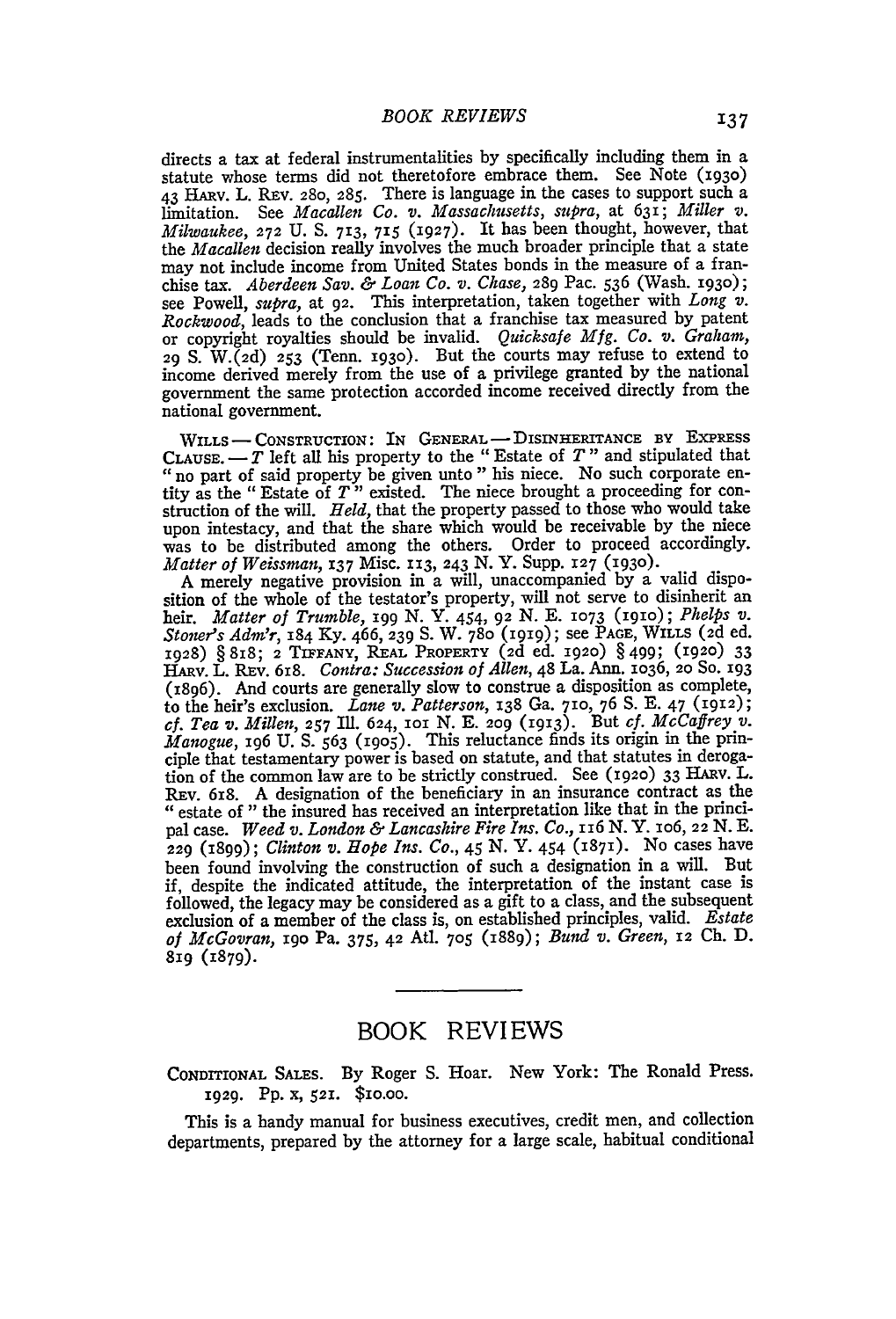directs a tax at federal instrumentalities by specifically including them in a statute whose terms did not theretofore embrace them. See Note (1930) 43 HARV. L. REV. 280, 285. There is language in the cases to support such a limitation. See *Macallen Co. v. Massachusetts*, *supra*, at 631; *Miller v. Milwaukee*, 272 U. S. 713, 715 (1927). It has been thought, however, that the *Macallen* decision really involves the much broader principle that a state may not include income from United States bonds in the measure of a franchise tax. *Aberdeen Sav. & Loan Co. v. Chase*, 289 Pac. 536 (Wash. 1930); see Powell, *supra*, at 92. This interpretation, taken together with *Long v. Rockwood*, leads to the conclusion that a franchise tax measured by patent or copyright royalties should be invalid. *Quicksafe Mfg. Co. v. Graham*, 29 S. W.(2d) 253 (Tenn. 1930). But the courts may refuse to extend to income derived merely from the use of a privilege granted by the national government the same protection accorded income received directly from the national government.

WILLS — CONSTRUCTION: IN GENERAL — DISINHERITANCE BY EXPRESS CLAUSE. — *T* left all his property to the "Estate of *T*" and stipulated that "no part of said property be given unto" his niece. No such corporate entity as the "Estate of *T*" existed. The niece brought a proceeding for construction of the will. *Held*, that the property passed to those who would take upon intestacy, and that the share which would be receivable by the niece was to be distributed among the others. Order to proceed accordingly. *Matter of Weissman*, 137 Misc. 113, 243 N. Y. Supp. 127 (1930).

A merely negative provision in a will, unaccompanied by a valid disposition of the whole of the testator's property, will not serve to disinherit an heir. *Matter of Trumble*, 199 N. Y. 454, 92 N. E. 1073 (1910); *Phelps v. Stoner's Adm'r*, 184 Ky. 466, 239 S. W. 780 (1919); see PAGE, WILLS (2d ed. 1928) § 818; 2 TIFFANY, REAL PROPERTY (2d ed. 1920) § 499; (1920) 33 HARV. L. REV. 618. *Contra: Succession of Allen*, 48 La. Ann. 1036, 20 So. 193 (1896). And courts are generally slow to construe a disposition as complete, to the heir's exclusion. *Lane v. Patterson*, 138 Ga. 710, 76 S. E. 47 (1912); *cf. Tea v. Millen*, 257 Ill. 624, 101 N. E. 209 (1913). But *cf. McCaffrey v. Manogue*, 196 U. S. 563 (1905). This reluctance finds its origin in the principle that testamentary power is based on statute, and that statutes in derogation of the common law are to be strictly construed. See (1920) 33 HARV. L. REV. 618. A designation of the beneficiary in an insurance contract as the "estate of" the insured has received an interpretation like that in the principal case. *Weed v. London & Lancashire Fire Ins. Co.*, 116 N. Y. 106, 22 N. E. 229 (1899); *Clinton v. Hope Ins. Co.*, 45 N. Y. 454 (1871). No cases have been found involving the construction of such a designation in a will. But if, despite the indicated attitude, the interpretation of the instant case is followed, the legacy may be considered as a gift to a class, and the subsequent exclusion of a member of the class is, on established principles, valid. *Estate of McGovran*, 190 Pa. 375, 42 Atl. 705 (1889); *Bund v. Green*, 12 Ch. D. 819 (1879).

# BOOK REVIEWS

CONDITIONAL SALES. By Roger S. Hoar. New York: The Ronald Press. 1929. Pp. x, 521. $10.00.

This is a handy manual for business executives, credit men, and collection departments, prepared by the attorney for a large scale, habitual conditional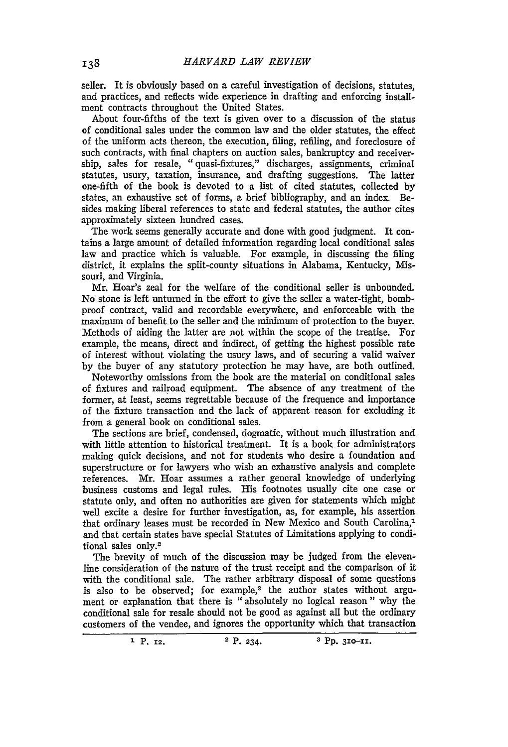seller. It is obviously based on a careful investigation of decisions, statutes, and practices, and reflects wide experience in drafting and enforcing installment contracts throughout the United States.

About four-fifths of the text is given over to a discussion of the status of conditional sales under the common law and the older statutes, the effect of the uniform acts thereon, the execution, filing, refiling, and foreclosure of such contracts, with final chapters on auction sales, bankruptcy and receivership, sales for resale, "quasi-fixtures," discharges, assignments, criminal statutes, usury, taxation, insurance, and drafting suggestions. The latter one-fifth of the book is devoted to a list of cited statutes, collected by states, an exhaustive set of forms, a brief bibliography, and an index. Besides making liberal references to state and federal statutes, the author cites approximately sixteen hundred cases.

The work seems generally accurate and done with good judgment. It contains a large amount of detailed information regarding local conditional sales law and practice which is valuable. For example, in discussing the filing district, it explains the split-county situations in Alabama, Kentucky, Missouri, and Virginia.

Mr. Hoar's zeal for the welfare of the conditional seller is unbounded. No stone is left unturned in the effort to give the seller a water-tight, bomb-proof contract, valid and recordable everywhere, and enforceable with the maximum of benefit to the seller and the minimum of protection to the buyer. Methods of aiding the latter are not within the scope of the treatise. For example, the means, direct and indirect, of getting the highest possible rate of interest without violating the usury laws, and of securing a valid waiver by the buyer of any statutory protection he may have, are both outlined.

Noteworthy omissions from the book are the material on conditional sales of fixtures and railroad equipment. The absence of any treatment of the former, at least, seems regrettable because of the frequence and importance of the fixture transaction and the lack of apparent reason for excluding it from a general book on conditional sales.

The sections are brief, condensed, dogmatic, without much illustration and with little attention to historical treatment. It is a book for administrators making quick decisions, and not for students who desire a foundation and superstructure or for lawyers who wish an exhaustive analysis and complete references. Mr. Hoar assumes a rather general knowledge of underlying business customs and legal rules. His footnotes usually cite one case or statute only, and often no authorities are given for statements which might well excite a desire for further investigation, as, for example, his assertion that ordinary leases must be recorded in New Mexico and South Carolina,[1] and that certain states have special Statutes of Limitations applying to conditional sales only.[2]

The brevity of much of the discussion may be judged from the eleven-line consideration of the nature of the trust receipt and the comparison of it with the conditional sale. The rather arbitrary disposal of some questions is also to be observed; for example,[3] the author states without argument or explanation that there is "absolutely no logical reason" why the conditional sale for resale should not be good as against all but the ordinary customers of the vendee, and ignores the opportunity which that transaction

[1] P. 12.

[2] P. 234.

[3] Pp. 310–11.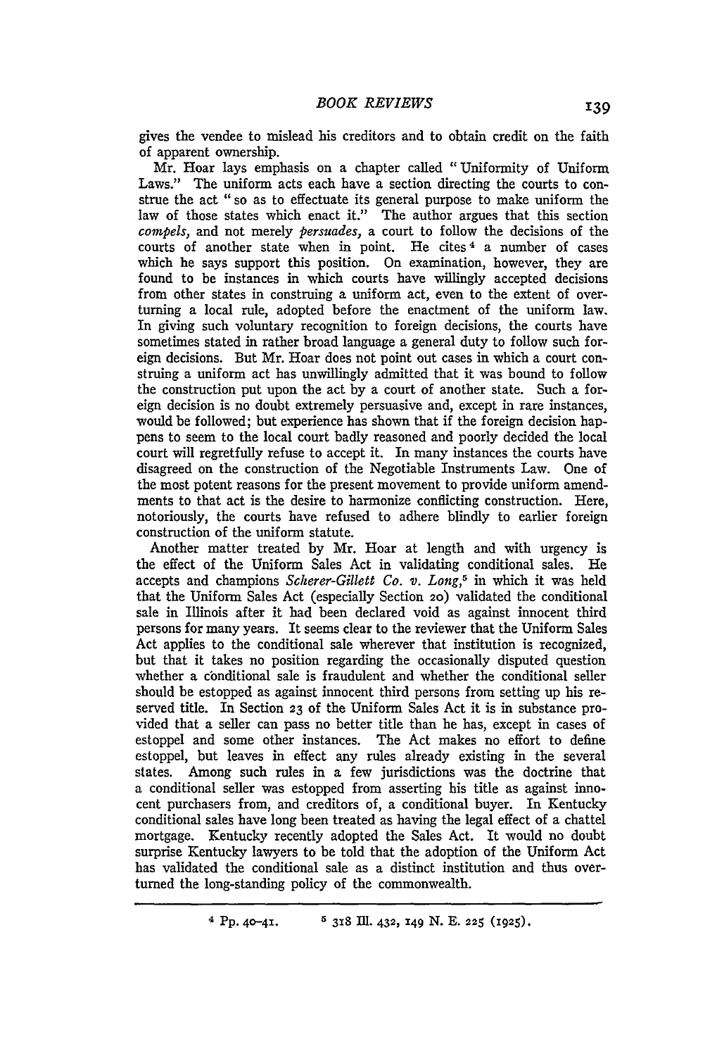gives the vendee to mislead his creditors and to obtain credit on the faith of apparent ownership.

Mr. Hoar lays emphasis on a chapter called "Uniformity of Uniform Laws." The uniform acts each have a section directing the courts to construe the act "so as to effectuate its general purpose to make uniform the law of those states which enact it." The author argues that this section *compels*, and not merely *persuades*, a court to follow the decisions of the courts of another state when in point. He cites[4] a number of cases which he says support this position. On examination, however, they are found to be instances in which courts have willingly accepted decisions from other states in construing a uniform act, even to the extent of overturning a local rule, adopted before the enactment of the uniform law. In giving such voluntary recognition to foreign decisions, the courts have sometimes stated in rather broad language a general duty to follow such foreign decisions. But Mr. Hoar does not point out cases in which a court construing a uniform act has unwillingly admitted that it was bound to follow the construction put upon the act by a court of another state. Such a foreign decision is no doubt extremely persuasive and, except in rare instances, would be followed; but experience has shown that if the foreign decision happens to seem to the local court badly reasoned and poorly decided the local court will regretfully refuse to accept it. In many instances the courts have disagreed on the construction of the Negotiable Instruments Law. One of the most potent reasons for the present movement to provide uniform amendments to that act is the desire to harmonize conflicting construction. Here, notoriously, the courts have refused to adhere blindly to earlier foreign construction of the uniform statute.

Another matter treated by Mr. Hoar at length and with urgency is the effect of the Uniform Sales Act in validating conditional sales. He accepts and champions *Scherer-Gillett Co. v. Long*,[5] in which it was held that the Uniform Sales Act (especially Section 20) validated the conditional sale in Illinois after it had been declared void as against innocent third persons for many years. It seems clear to the reviewer that the Uniform Sales Act applies to the conditional sale wherever that institution is recognized, but that it takes no position regarding the occasionally disputed question whether a conditional sale is fraudulent and whether the conditional seller should be estopped as against innocent third persons from setting up his reserved title. In Section 23 of the Uniform Sales Act it is in substance provided that a seller can pass no better title than he has, except in cases of estoppel and some other instances. The Act makes no effort to define estoppel, but leaves in effect any rules already existing in the several states. Among such rules in a few jurisdictions was the doctrine that a conditional seller was estopped from asserting his title as against innocent purchasers from, and creditors of, a conditional buyer. In Kentucky conditional sales have long been treated as having the legal effect of a chattel mortgage. Kentucky recently adopted the Sales Act. It would no doubt surprise Kentucky lawyers to be told that the adoption of the Uniform Act has validated the conditional sale as a distinct institution and thus overturned the long-standing policy of the commonwealth.

---

[4] Pp. 40–41.

[5] 318 Ill. 432, 149 N. E. 225 (1925).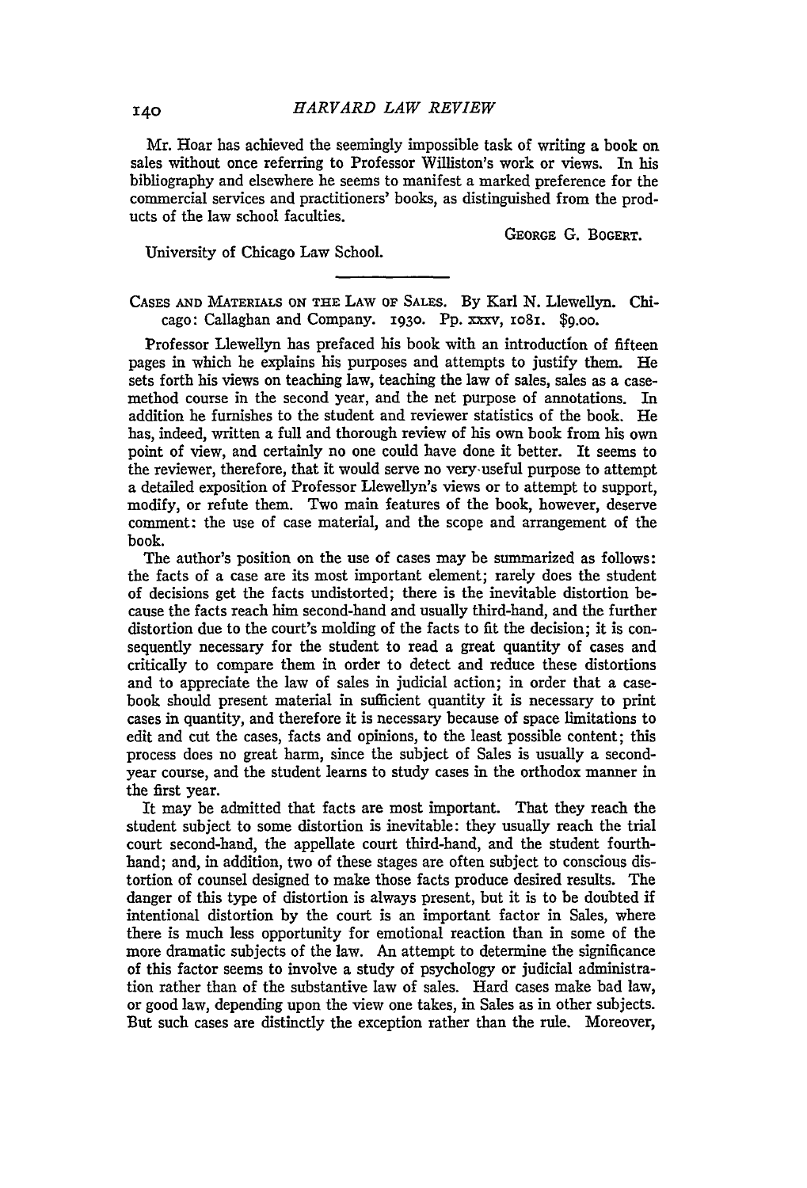Mr. Hoar has achieved the seemingly impossible task of writing a book on sales without once referring to Professor Williston's work or views. In his bibliography and elsewhere he seems to manifest a marked preference for the commercial services and practitioners' books, as distinguished from the products of the law school faculties.

GEORGE G. BOGERT.

University of Chicago Law School.

---

CASES AND MATERIALS ON THE LAW OF SALES. By Karl N. Llewellyn. Chicago: Callaghan and Company. 1930. Pp. xxxv, 1081. $9.00.

Professor Llewellyn has prefaced his book with an introduction of fifteen pages in which he explains his purposes and attempts to justify them. He sets forth his views on teaching law, teaching the law of sales, sales as a case-method course in the second year, and the net purpose of annotations. In addition he furnishes to the student and reviewer statistics of the book. He has, indeed, written a full and thorough review of his own book from his own point of view, and certainly no one could have done it better. It seems to the reviewer, therefore, that it would serve no very useful purpose to attempt a detailed exposition of Professor Llewellyn's views or to attempt to support, modify, or refute them. Two main features of the book, however, deserve comment: the use of case material, and the scope and arrangement of the book.

The author's position on the use of cases may be summarized as follows: the facts of a case are its most important element; rarely does the student of decisions get the facts undistorted; there is the inevitable distortion because the facts reach him second-hand and usually third-hand, and the further distortion due to the court's molding of the facts to fit the decision; it is consequently necessary for the student to read a great quantity of cases and critically to compare them in order to detect and reduce these distortions and to appreciate the law of sales in judicial action; in order that a casebook should present material in sufficient quantity it is necessary to print cases in quantity, and therefore it is necessary because of space limitations to edit and cut the cases, facts and opinions, to the least possible content; this process does no great harm, since the subject of Sales is usually a second-year course, and the student learns to study cases in the orthodox manner in the first year.

It may be admitted that facts are most important. That they reach the student subject to some distortion is inevitable: they usually reach the trial court second-hand, the appellate court third-hand, and the student fourth-hand; and, in addition, two of these stages are often subject to conscious distortion of counsel designed to make those facts produce desired results. The danger of this type of distortion is always present, but it is to be doubted if intentional distortion by the court is an important factor in Sales, where there is much less opportunity for emotional reaction than in some of the more dramatic subjects of the law. An attempt to determine the significance of this factor seems to involve a study of psychology or judicial administration rather than of the substantive law of sales. Hard cases make bad law, or good law, depending upon the view one takes, in Sales as in other subjects. But such cases are distinctly the exception rather than the rule. Moreover,